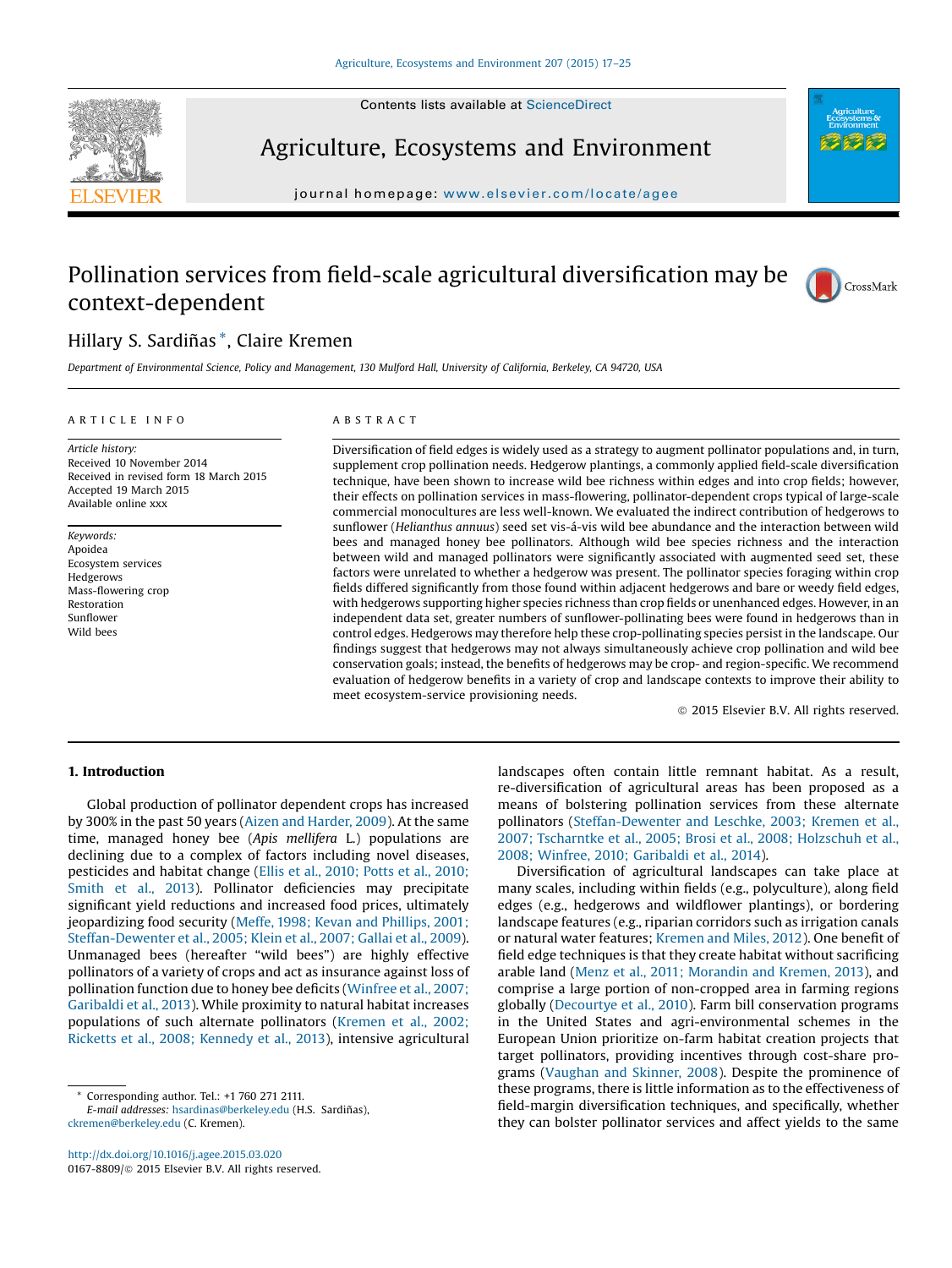# Pollination services from field-scale agricultural diversification may be context-dependent

Hillary S. Sardiñas *, Claire Kremen

Department of Environmental Science, Policy and Management, 130 Mulford Hall, University of California, Berkeley, CA 94720, USA

## ARTICLE INFO

*Article history:*
Received 10 November 2014
Received in revised form 18 March 2015
Accepted 19 March 2015
Available online xxx

*Keywords:*
Apoidea
Ecosystem services
Hedgerows
Mass-flowering crop
Restoration
Sunflower
Wild bees

## ABSTRACT

Diversification of field edges is widely used as a strategy to augment pollinator populations and, in turn, supplement crop pollination needs. Hedgerow plantings, a commonly applied field-scale diversification technique, have been shown to increase wild bee richness within edges and into crop fields; however, their effects on pollination services in mass-flowering, pollinator-dependent crops typical of large-scale commercial monocultures are less well-known. We evaluated the indirect contribution of hedgerows to sunflower (*Helianthus annuus*) seed set vis-á-vis wild bee abundance and the interaction between wild bees and managed honey bee pollinators. Although wild bee species richness and the interaction between wild and managed pollinators were significantly associated with augmented seed set, these factors were unrelated to whether a hedgerow was present. The pollinator species foraging within crop fields differed significantly from those found within adjacent hedgerows and bare or weedy field edges, with hedgerows supporting higher species richness than crop fields or unenhanced edges. However, in an independent data set, greater numbers of sunflower-pollinating bees were found in hedgerows than in control edges. Hedgerows may therefore help these crop-pollinating species persist in the landscape. Our findings suggest that hedgerows may not always simultaneously achieve crop pollination and wild bee conservation goals; instead, the benefits of hedgerows may be crop- and region-specific. We recommend evaluation of hedgerow benefits in a variety of crop and landscape contexts to improve their ability to meet ecosystem-service provisioning needs.

© 2015 Elsevier B.V. All rights reserved.

## 1. Introduction

Global production of pollinator dependent crops has increased by 300% in the past 50 years (Aizen and Harder, 2009). At the same time, managed honey bee (*Apis mellifera* L.) populations are declining due to a complex of factors including novel diseases, pesticides and habitat change (Ellis et al., 2010; Potts et al., 2010; Smith et al., 2013). Pollinator deficiencies may precipitate significant yield reductions and increased food prices, ultimately jeopardizing food security (Meffe, 1998; Kevan and Phillips, 2001; Steffan-Dewenter et al., 2005; Klein et al., 2007; Gallai et al., 2009). Unmanaged bees (hereafter "wild bees") are highly effective pollinators of a variety of crops and act as insurance against loss of pollination function due to honey bee deficits (Winfree et al., 2007; Garibaldi et al., 2013). While proximity to natural habitat increases populations of such alternate pollinators (Kremen et al., 2002; Ricketts et al., 2008; Kennedy et al., 2013), intensive agricultural landscapes often contain little remnant habitat. As a result, re-diversification of agricultural areas has been proposed as a means of bolstering pollination services from these alternate pollinators (Steffan-Dewenter and Leschke, 2003; Kremen et al., 2007; Tscharntke et al., 2005; Brosi et al., 2008; Holzschuh et al., 2008; Winfree, 2010; Garibaldi et al., 2014).

Diversification of agricultural landscapes can take place at many scales, including within fields (e.g., polyculture), along field edges (e.g., hedgerows and wildflower plantings), or bordering landscape features (e.g., riparian corridors such as irrigation canals or natural water features; Kremen and Miles, 2012). One benefit of field edge techniques is that they create habitat without sacrificing arable land (Menz et al., 2011; Morandin and Kremen, 2013), and comprise a large portion of non-cropped area in farming regions globally (Decourtye et al., 2010). Farm bill conservation programs in the United States and agri-environmental schemes in the European Union prioritize on-farm habitat creation projects that target pollinators, providing incentives through cost-share programs (Vaughan and Skinner, 2008). Despite the prominence of these programs, there is little information as to the effectiveness of field-margin diversification techniques, and specifically, whether they can bolster pollinator services and affect yields to the same

* Corresponding author. Tel.: +1 760 271 2111.
E-mail addresses: hsardinas@berkeley.edu (H.S. Sardiñas), ckremen@berkeley.edu (C. Kremen).

http://dx.doi.org/10.1016/j.agee.2015.03.020
0167-8809/© 2015 Elsevier B.V. All rights reserved.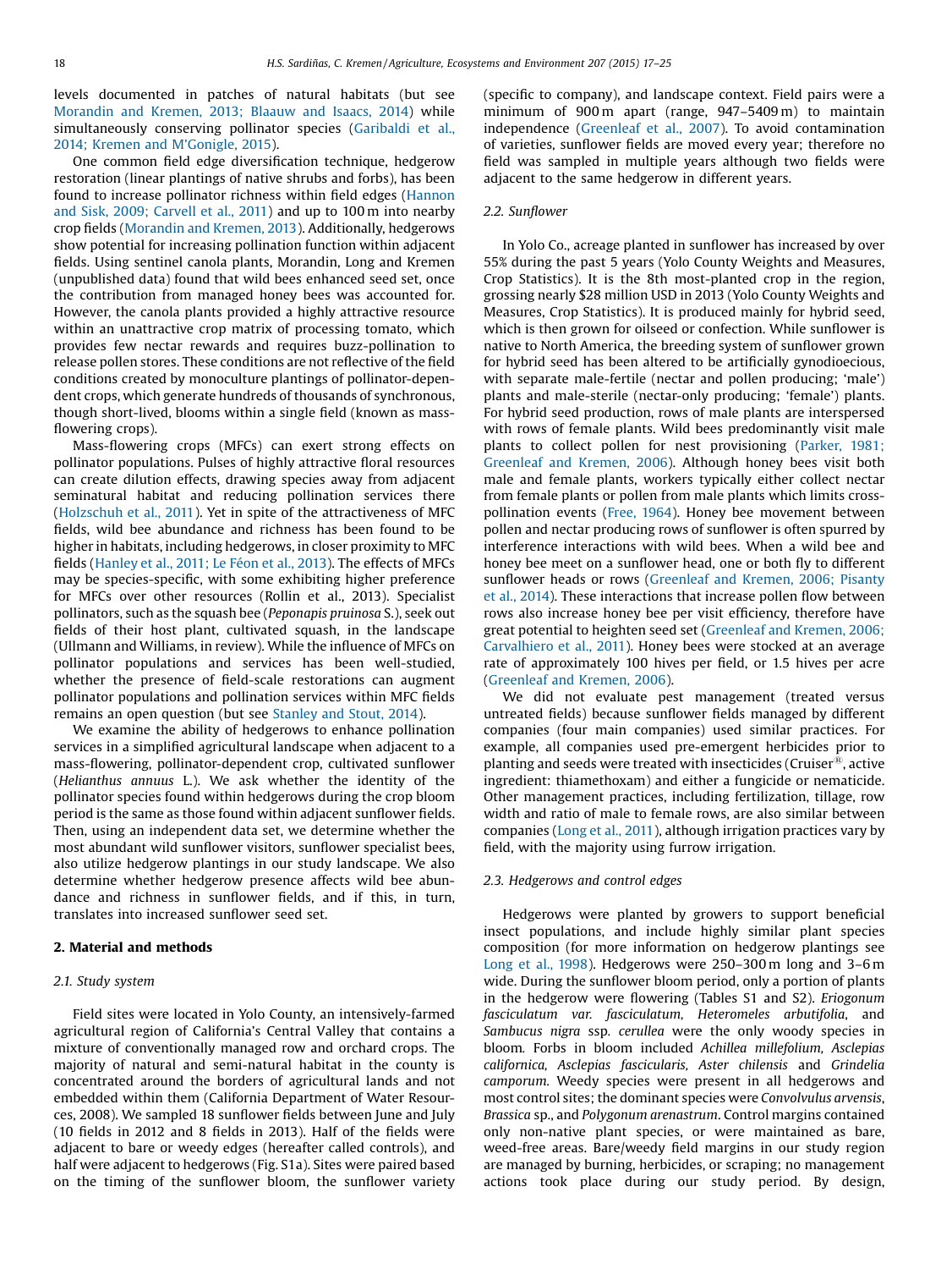levels documented in patches of natural habitats (but see Morandin and Kremen, 2013; Blaauw and Isaacs, 2014) while simultaneously conserving pollinator species (Garibaldi et al., 2014; Kremen and M'Gonigle, 2015).

One common field edge diversification technique, hedgerow restoration (linear plantings of native shrubs and forbs), has been found to increase pollinator richness within field edges (Hannon and Sisk, 2009; Carvell et al., 2011) and up to 100 m into nearby crop fields (Morandin and Kremen, 2013). Additionally, hedgerows show potential for increasing pollination function within adjacent fields. Using sentinel canola plants, Morandin, Long and Kremen (unpublished data) found that wild bees enhanced seed set, once the contribution from managed honey bees was accounted for. However, the canola plants provided a highly attractive resource within an unattractive crop matrix of processing tomato, which provides few nectar rewards and requires buzz-pollination to release pollen stores. These conditions are not reflective of the field conditions created by monoculture plantings of pollinator-dependent crops, which generate hundreds of thousands of synchronous, though short-lived, blooms within a single field (known as mass-flowering crops).

Mass-flowering crops (MFCs) can exert strong effects on pollinator populations. Pulses of highly attractive floral resources can create dilution effects, drawing species away from adjacent seminatural habitat and reducing pollination services there (Holzschuh et al., 2011). Yet in spite of the attractiveness of MFC fields, wild bee abundance and richness has been found to be higher in habitats, including hedgerows, in closer proximity to MFC fields (Hanley et al., 2011; Le Féon et al., 2013). The effects of MFCs may be species-specific, with some exhibiting higher preference for MFCs over other resources (Rollin et al., 2013). Specialist pollinators, such as the squash bee (*Peponapis pruinosa* S.), seek out fields of their host plant, cultivated squash, in the landscape (Ullmann and Williams, in review). While the influence of MFCs on pollinator populations and services has been well-studied, whether the presence of field-scale restorations can augment pollinator populations and pollination services within MFC fields remains an open question (but see Stanley and Stout, 2014).

We examine the ability of hedgerows to enhance pollination services in a simplified agricultural landscape when adjacent to a mass-flowering, pollinator-dependent crop, cultivated sunflower (*Helianthus annuus* L.). We ask whether the identity of the pollinator species found within hedgerows during the crop bloom period is the same as those found within adjacent sunflower fields. Then, using an independent data set, we determine whether the most abundant wild sunflower visitors, sunflower specialist bees, also utilize hedgerow plantings in our study landscape. We also determine whether hedgerow presence affects wild bee abundance and richness in sunflower fields, and if this, in turn, translates into increased sunflower seed set.

## 2. Material and methods

### 2.1. Study system

Field sites were located in Yolo County, an intensively-farmed agricultural region of California's Central Valley that contains a mixture of conventionally managed row and orchard crops. The majority of natural and semi-natural habitat in the county is concentrated around the borders of agricultural lands and not embedded within them (California Department of Water Resources, 2008). We sampled 18 sunflower fields between June and July (10 fields in 2012 and 8 fields in 2013). Half of the fields were adjacent to bare or weedy edges (hereafter called controls), and half were adjacent to hedgerows (Fig. S1a). Sites were paired based on the timing of the sunflower bloom, the sunflower variety (specific to company), and landscape context. Field pairs were a minimum of 900 m apart (range, 947–5409 m) to maintain independence (Greenleaf et al., 2007). To avoid contamination of varieties, sunflower fields are moved every year; therefore no field was sampled in multiple years although two fields were adjacent to the same hedgerow in different years.

### 2.2. Sunflower

In Yolo Co., acreage planted in sunflower has increased by over 55% during the past 5 years (Yolo County Weights and Measures, Crop Statistics). It is the 8th most-planted crop in the region, grossing nearly $28 million USD in 2013 (Yolo County Weights and Measures, Crop Statistics). It is produced mainly for hybrid seed, which is then grown for oilseed or confection. While sunflower is native to North America, the breeding system of sunflower grown for hybrid seed has been altered to be artificially gynodioecious, with separate male-fertile (nectar and pollen producing; 'male') plants and male-sterile (nectar-only producing; 'female') plants. For hybrid seed production, rows of male plants are interspersed with rows of female plants. Wild bees predominantly visit male plants to collect pollen for nest provisioning (Parker, 1981; Greenleaf and Kremen, 2006). Although honey bees visit both male and female plants, workers typically either collect nectar from female plants or pollen from male plants which limits cross-pollination events (Free, 1964). Honey bee movement between pollen and nectar producing rows of sunflower is often spurred by interference interactions with wild bees. When a wild bee and honey bee meet on a sunflower head, one or both fly to different sunflower heads or rows (Greenleaf and Kremen, 2006; Pisanty et al., 2014). These interactions that increase pollen flow between rows also increase honey bee per visit efficiency, therefore have great potential to heighten seed set (Greenleaf and Kremen, 2006; Carvalhiero et al., 2011). Honey bees were stocked at an average rate of approximately 100 hives per field, or 1.5 hives per acre (Greenleaf and Kremen, 2006).

We did not evaluate pest management (treated versus untreated fields) because sunflower fields managed by different companies (four main companies) used similar practices. For example, all companies used pre-emergent herbicides prior to planting and seeds were treated with insecticides (Cruiser®, active ingredient: thiamethoxam) and either a fungicide or nematicide. Other management practices, including fertilization, tillage, row width and ratio of male to female rows, are also similar between companies (Long et al., 2011), although irrigation practices vary by field, with the majority using furrow irrigation.

### 2.3. Hedgerows and control edges

Hedgerows were planted by growers to support beneficial insect populations, and include highly similar plant species composition (for more information on hedgerow plantings see Long et al., 1998). Hedgerows were 250–300 m long and 3–6 m wide. During the sunflower bloom period, only a portion of plants in the hedgerow were flowering (Tables S1 and S2). *Eriogonum fasciculatum var. fasciculatum*, *Heteromeles arbutifolia*, and *Sambucus nigra* ssp. *cerullea* were the only woody species in bloom. Forbs in bloom included *Achillea millefolium*, *Asclepias californica*, *Asclepias fascicularis*, *Aster chilensis* and *Grindelia camporum*. Weedy species were present in all hedgerows and most control sites; the dominant species were *Convolvulus arvensis*, *Brassica* sp., and *Polygonum arenastrum*. Control margins contained only non-native plant species, or were maintained as bare, weed-free areas. Bare/weedy field margins in our study region are managed by burning, herbicides, or scraping; no management actions took place during our study period. By design,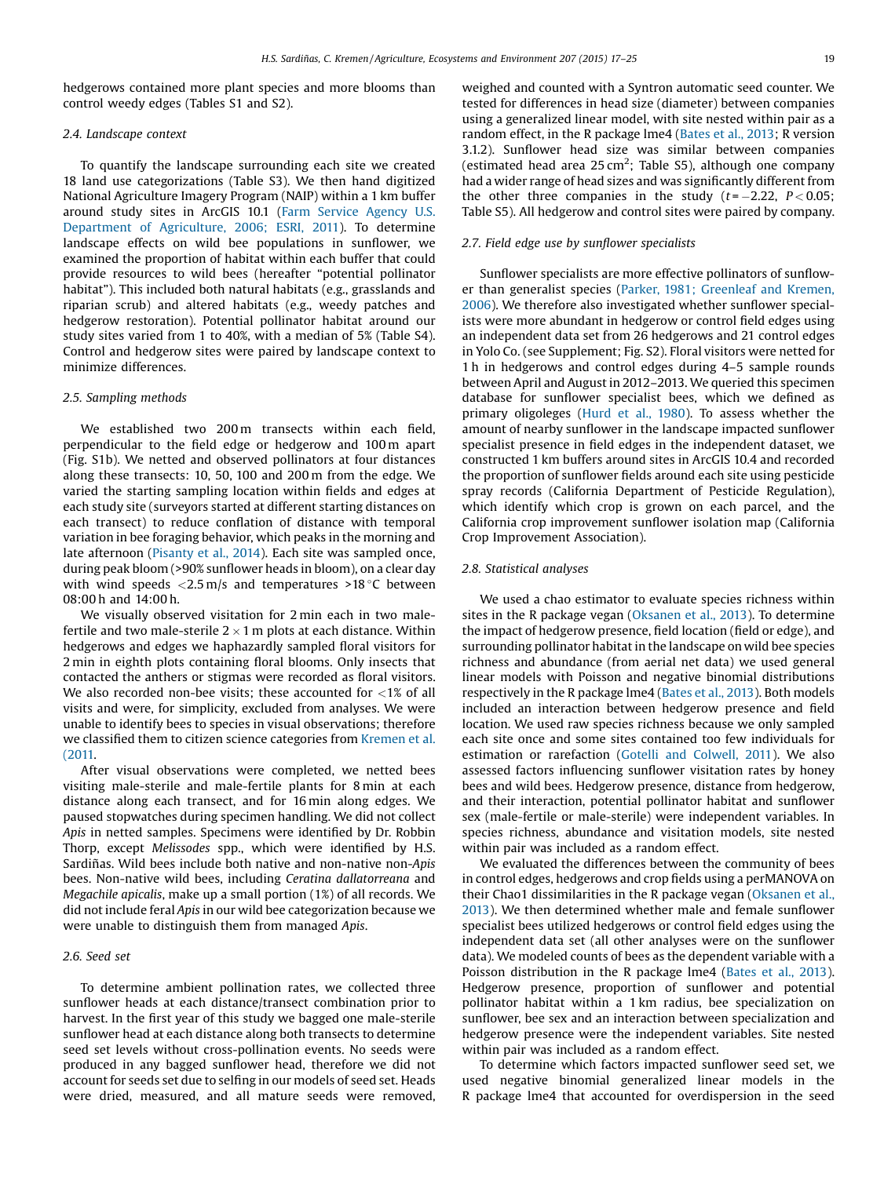hedgerows contained more plant species and more blooms than control weedy edges (Tables S1 and S2).

### 2.4. Landscape context

To quantify the landscape surrounding each site we created 18 land use categorizations (Table S3). We then hand digitized National Agriculture Imagery Program (NAIP) within a 1 km buffer around study sites in ArcGIS 10.1 (Farm Service Agency U.S. Department of Agriculture, 2006; ESRI, 2011). To determine landscape effects on wild bee populations in sunflower, we examined the proportion of habitat within each buffer that could provide resources to wild bees (hereafter "potential pollinator habitat"). This included both natural habitats (e.g., grasslands and riparian scrub) and altered habitats (e.g., weedy patches and hedgerow restoration). Potential pollinator habitat around our study sites varied from 1 to 40%, with a median of 5% (Table S4). Control and hedgerow sites were paired by landscape context to minimize differences.

### 2.5. Sampling methods

We established two 200 m transects within each field, perpendicular to the field edge or hedgerow and 100 m apart (Fig. S1b). We netted and observed pollinators at four distances along these transects: 10, 50, 100 and 200 m from the edge. We varied the starting sampling location within fields and edges at each study site (surveyors started at different starting distances on each transect) to reduce conflation of distance with temporal variation in bee foraging behavior, which peaks in the morning and late afternoon (Pisanty et al., 2014). Each site was sampled once, during peak bloom (>90% sunflower heads in bloom), on a clear day with wind speeds <2.5 m/s and temperatures >18 °C between 08:00 h and 14:00 h.

We visually observed visitation for 2 min each in two male-fertile and two male-sterile $2 \times 1$ m plots at each distance. Within hedgerows and edges we haphazardly sampled floral visitors for 2 min in eighth plots containing floral blooms. Only insects that contacted the anthers or stigmas were recorded as floral visitors. We also recorded non-bee visits; these accounted for <1% of all visits and were, for simplicity, excluded from analyses. We were unable to identify bees to species in visual observations; therefore we classified them to citizen science categories from Kremen et al. (2011.

After visual observations were completed, we netted bees visiting male-sterile and male-fertile plants for 8 min at each distance along each transect, and for 16 min along edges. We paused stopwatches during specimen handling. We did not collect *Apis* in netted samples. Specimens were identified by Dr. Robbin Thorp, except *Melissodes* spp., which were identified by H.S. Sardiñas. Wild bees include both native and non-native non-*Apis* bees. Non-native wild bees, including *Ceratina dallatorreana* and *Megachile apicalis*, make up a small portion (1%) of all records. We did not include feral *Apis* in our wild bee categorization because we were unable to distinguish them from managed *Apis*.

### 2.6. Seed set

To determine ambient pollination rates, we collected three sunflower heads at each distance/transect combination prior to harvest. In the first year of this study we bagged one male-sterile sunflower head at each distance along both transects to determine seed set levels without cross-pollination events. No seeds were produced in any bagged sunflower head, therefore we did not account for seeds set due to selfing in our models of seed set. Heads were dried, measured, and all mature seeds were removed, weighed and counted with a Syntron automatic seed counter. We tested for differences in head size (diameter) between companies using a generalized linear model, with site nested within pair as a random effect, in the R package lme4 (Bates et al., 2013; R version 3.1.2). Sunflower head size was similar between companies (estimated head area 25 $cm^2$; Table S5), although one company had a wider range of head sizes and was significantly different from the other three companies in the study ($t = -2.22$, $P < 0.05$; Table S5). All hedgerow and control sites were paired by company.

### 2.7. Field edge use by sunflower specialists

Sunflower specialists are more effective pollinators of sunflower than generalist species (Parker, 1981; Greenleaf and Kremen, 2006). We therefore also investigated whether sunflower specialists were more abundant in hedgerow or control field edges using an independent data set from 26 hedgerows and 21 control edges in Yolo Co. (see Supplement; Fig. S2). Floral visitors were netted for 1 h in hedgerows and control edges during 4–5 sample rounds between April and August in 2012–2013. We queried this specimen database for sunflower specialist bees, which we defined as primary oligoleges (Hurd et al., 1980). To assess whether the amount of nearby sunflower in the landscape impacted sunflower specialist presence in field edges in the independent dataset, we constructed 1 km buffers around sites in ArcGIS 10.4 and recorded the proportion of sunflower fields around each site using pesticide spray records (California Department of Pesticide Regulation), which identify which crop is grown on each parcel, and the California crop improvement sunflower isolation map (California Crop Improvement Association).

### 2.8. Statistical analyses

We used a chao estimator to evaluate species richness within sites in the R package vegan (Oksanen et al., 2013). To determine the impact of hedgerow presence, field location (field or edge), and surrounding pollinator habitat in the landscape on wild bee species richness and abundance (from aerial net data) we used general linear models with Poisson and negative binomial distributions respectively in the R package lme4 (Bates et al., 2013). Both models included an interaction between hedgerow presence and field location. We used raw species richness because we only sampled each site once and some sites contained too few individuals for estimation or rarefaction (Gotelli and Colwell, 2011). We also assessed factors influencing sunflower visitation rates by honey bees and wild bees. Hedgerow presence, distance from hedgerow, and their interaction, potential pollinator habitat and sunflower sex (male-fertile or male-sterile) were independent variables. In species richness, abundance and visitation models, site nested within pair was included as a random effect.

We evaluated the differences between the community of bees in control edges, hedgerows and crop fields using a perMANOVA on their Chao1 dissimilarities in the R package vegan (Oksanen et al., 2013). We then determined whether male and female sunflower specialist bees utilized hedgerows or control field edges using the independent data set (all other analyses were on the sunflower data). We modeled counts of bees as the dependent variable with a Poisson distribution in the R package lme4 (Bates et al., 2013). Hedgerow presence, proportion of sunflower and potential pollinator habitat within a 1 km radius, bee specialization on sunflower, bee sex and an interaction between specialization and hedgerow presence were the independent variables. Site nested within pair was included as a random effect.

To determine which factors impacted sunflower seed set, we used negative binomial generalized linear models in the R package lme4 that accounted for overdispersion in the seed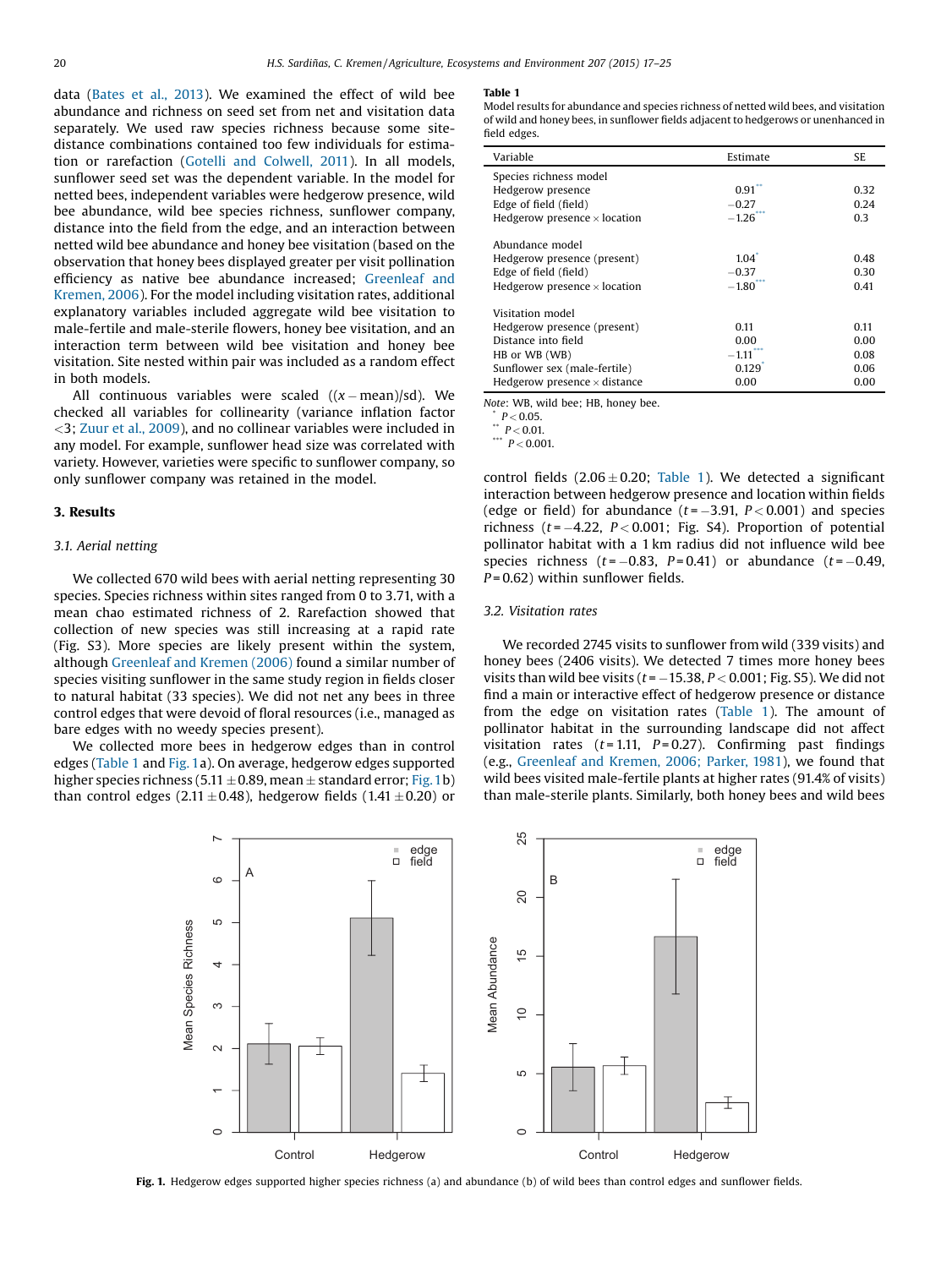data (Bates et al., 2013). We examined the effect of wild bee abundance and richness on seed set from net and visitation data separately. We used raw species richness because some site-distance combinations contained too few individuals for estimation or rarefaction (Gotelli and Colwell, 2011). In all models, sunflower seed set was the dependent variable. In the model for netted bees, independent variables were hedgerow presence, wild bee abundance, wild bee species richness, sunflower company, distance into the field from the edge, and an interaction between netted wild bee abundance and honey bee visitation (based on the observation that honey bees displayed greater per visit pollination efficiency as native bee abundance increased; Greenleaf and Kremen, 2006). For the model including visitation rates, additional explanatory variables included aggregate wild bee visitation to male-fertile and male-sterile flowers, honey bee visitation, and an interaction term between wild bee visitation and honey bee visitation. Site nested within pair was included as a random effect in both models.

All continuous variables were scaled ($(x - \text{mean})/\text{sd}$). We checked all variables for collinearity (variance inflation factor <3; Zuur et al., 2009), and no collinear variables were included in any model. For example, sunflower head size was correlated with variety. However, varieties were specific to sunflower company, so only sunflower company was retained in the model.

## 3. Results

### 3.1. Aerial netting

We collected 670 wild bees with aerial netting representing 30 species. Species richness within sites ranged from 0 to 3.71, with a mean chao estimated richness of 2. Rarefaction showed that collection of new species was still increasing at a rapid rate (Fig. S3). More species are likely present within the system, although Greenleaf and Kremen (2006) found a similar number of species visiting sunflower in the same study region in fields closer to natural habitat (33 species). We did not net any bees in three control edges that were devoid of floral resources (i.e., managed as bare edges with no weedy species present).

We collected more bees in hedgerow edges than in control edges (Table 1 and Fig. 1a). On average, hedgerow edges supported higher species richness ($5.11 \pm 0.89$, mean ± standard error; Fig. 1b) than control edges ($2.11 \pm 0.48$), hedgerow fields ($1.41 \pm 0.20$) or control fields ($2.06 \pm 0.20$; Table 1). We detected a significant interaction between hedgerow presence and location within fields (edge or field) for abundance ($t = -3.91$, $P < 0.001$) and species richness ($t = -4.22$, $P < 0.001$; Fig. S4). Proportion of potential pollinator habitat with a 1 km radius did not influence wild bee species richness ($t = -0.83$, $P = 0.41$) or abundance ($t = -0.49$, $P = 0.62$) within sunflower fields.

**Table 1**
Model results for abundance and species richness of netted wild bees, and visitation of wild and honey bees, in sunflower fields adjacent to hedgerows or unenhanced in field edges.

| Variable | Estimate | SE |
|---|---|---|
| Species richness model | | |
| Hedgerow presence | 0.91** | 0.32 |
| Edge of field (field) | −0.27 | 0.24 |
| Hedgerow presence × location | −1.26*** | 0.3 |
| Abundance model | | |
| Hedgerow presence (present) | 1.04* | 0.48 |
| Edge of field (field) | −0.37 | 0.30 |
| Hedgerow presence × location | −1.80*** | 0.41 |
| Visitation model | | |
| Hedgerow presence (present) | 0.11 | 0.11 |
| Distance into field | 0.00 | 0.00 |
| HB or WB (WB) | −1.11*** | 0.08 |
| Sunflower sex (male-fertile) | 0.129* | 0.06 |
| Hedgerow presence × distance | 0.00 | 0.00 |

*Note*: WB, wild bee; HB, honey bee.
* $P < 0.05$.
** $P < 0.01$.
*** $P < 0.001$.

### 3.2. Visitation rates

We recorded 2745 visits to sunflower from wild (339 visits) and honey bees (2406 visits). We detected 7 times more honey bees visits than wild bee visits ($t = -15.38$, $P < 0.001$; Fig. S5). We did not find a main or interactive effect of hedgerow presence or distance from the edge on visitation rates (Table 1). The amount of pollinator habitat in the surrounding landscape did not affect visitation rates ($t = 1.11$, $P = 0.27$). Confirming past findings (e.g., Greenleaf and Kremen, 2006; Parker, 1981), we found that wild bees visited male-fertile plants at higher rates (91.4% of visits) than male-sterile plants. Similarly, both honey bees and wild bees

**Fig. 1.** Hedgerow edges supported higher species richness (a) and abundance (b) of wild bees than control edges and sunflower fields.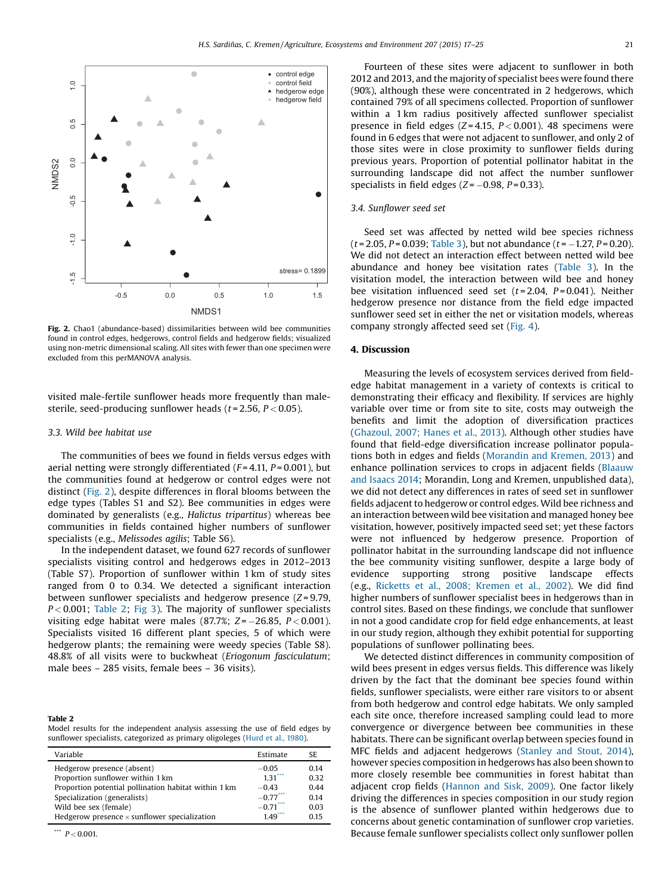Fig. 2. Chao1 (abundance-based) dissimilarities between wild bee communities found in control edges, hedgerows, control fields and hedgerow fields; visualized using non-metric dimensional scaling. All sites with fewer than one specimen were excluded from this perMANOVA analysis.

visited male-fertile sunflower heads more frequently than male-sterile, seed-producing sunflower heads ($t = 2.56$, $P < 0.05$).

### 3.3. Wild bee habitat use

The communities of bees we found in fields versus edges with aerial netting were strongly differentiated ($F = 4.11$, $P = 0.001$), but the communities found at hedgerow or control edges were not distinct (Fig. 2), despite differences in floral blooms between the edge types (Tables S1 and S2). Bee communities in edges were dominated by generalists (e.g., *Halictus tripartitus*) whereas bee communities in fields contained higher numbers of sunflower specialists (e.g., *Melissodes agilis*; Table S6).

In the independent dataset, we found 627 records of sunflower specialists visiting control and hedgerows edges in 2012–2013 (Table S7). Proportion of sunflower within 1 km of study sites ranged from 0 to 0.34. We detected a significant interaction between sunflower specialists and hedgerow presence ($Z = 9.79$, $P < 0.001$; Table 2; Fig 3). The majority of sunflower specialists visiting edge habitat were males (87.7%; $Z = -26.85$, $P < 0.001$). Specialists visited 16 different plant species, 5 of which were hedgerow plants; the remaining were weedy species (Table S8). 48.8% of all visits were to buckwheat (*Eriogonum fasciculatum*; male bees – 285 visits, female bees – 36 visits).

**Table 2**
Model results for the independent analysis assessing the use of field edges by sunflower specialists, categorized as primary oligoleges (Hurd et al., 1980).

| Variable | Estimate | SE |
|---|---|---|
| Hedgerow presence (absent) | −0.05 | 0.14 |
| Proportion sunflower within 1 km | 1.31*** | 0.32 |
| Proportion potential pollination habitat within 1 km | −0.43 | 0.44 |
| Specialization (generalists) | −0.77*** | 0.14 |
| Wild bee sex (female) | −0.71*** | 0.03 |
| Hedgerow presence × sunflower specialization | 1.49*** | 0.15 |

*** $P < 0.001$.

Fourteen of these sites were adjacent to sunflower in both 2012 and 2013, and the majority of specialist bees were found there (90%), although these were concentrated in 2 hedgerows, which contained 79% of all specimens collected. Proportion of sunflower within a 1 km radius positively affected sunflower specialist presence in field edges ($Z = 4.15$, $P < 0.001$). 48 specimens were found in 6 edges that were not adjacent to sunflower, and only 2 of those sites were in close proximity to sunflower fields during previous years. Proportion of potential pollinator habitat in the surrounding landscape did not affect the number sunflower specialists in field edges ($Z = -0.98$, $P = 0.33$).

### 3.4. Sunflower seed set

Seed set was affected by netted wild bee species richness ($t = 2.05$, $P = 0.039$; Table 3), but not abundance ($t = -1.27$, $P = 0.20$). We did not detect an interaction effect between netted wild bee abundance and honey bee visitation rates (Table 3). In the visitation model, the interaction between wild bee and honey bee visitation influenced seed set ($t = 2.04$, $P = 0.041$). Neither hedgerow presence nor distance from the field edge impacted sunflower seed set in either the net or visitation models, whereas company strongly affected seed set (Fig. 4).

## 4. Discussion

Measuring the levels of ecosystem services derived from field-edge habitat management in a variety of contexts is critical to demonstrating their efficacy and flexibility. If services are highly variable over time or from site to site, costs may outweigh the benefits and limit the adoption of diversification practices (Ghazoul, 2007; Hanes et al., 2013). Although other studies have found that field-edge diversification increase pollinator populations both in edges and fields (Morandin and Kremen, 2013) and enhance pollination services to crops in adjacent fields (Blaauw and Isaacs 2014; Morandin, Long and Kremen, unpublished data), we did not detect any differences in rates of seed set in sunflower fields adjacent to hedgerow or control edges. Wild bee richness and an interaction between wild bee visitation and managed honey bee visitation, however, positively impacted seed set; yet these factors were not influenced by hedgerow presence. Proportion of pollinator habitat in the surrounding landscape did not influence the bee community visiting sunflower, despite a large body of evidence supporting strong positive landscape effects (e.g., Ricketts et al., 2008; Kremen et al., 2002). We did find higher numbers of sunflower specialist bees in hedgerows than in control sites. Based on these findings, we conclude that sunflower in not a good candidate crop for field edge enhancements, at least in our study region, although they exhibit potential for supporting populations of sunflower pollinating bees.

We detected distinct differences in community composition of wild bees present in edges versus fields. This difference was likely driven by the fact that the dominant bee species found within fields, sunflower specialists, were either rare visitors to or absent from both hedgerow and control edge habitats. We only sampled each site once, therefore increased sampling could lead to more convergence or divergence between bee communities in these habitats. There can be significant overlap between species found in MFC fields and adjacent hedgerows (Stanley and Stout, 2014), however species composition in hedgerows has also been shown to more closely resemble bee communities in forest habitat than adjacent crop fields (Hannon and Sisk, 2009). One factor likely driving the differences in species composition in our study region is the absence of sunflower planted within hedgerows due to concerns about genetic contamination of sunflower crop varieties. Because female sunflower specialists collect only sunflower pollen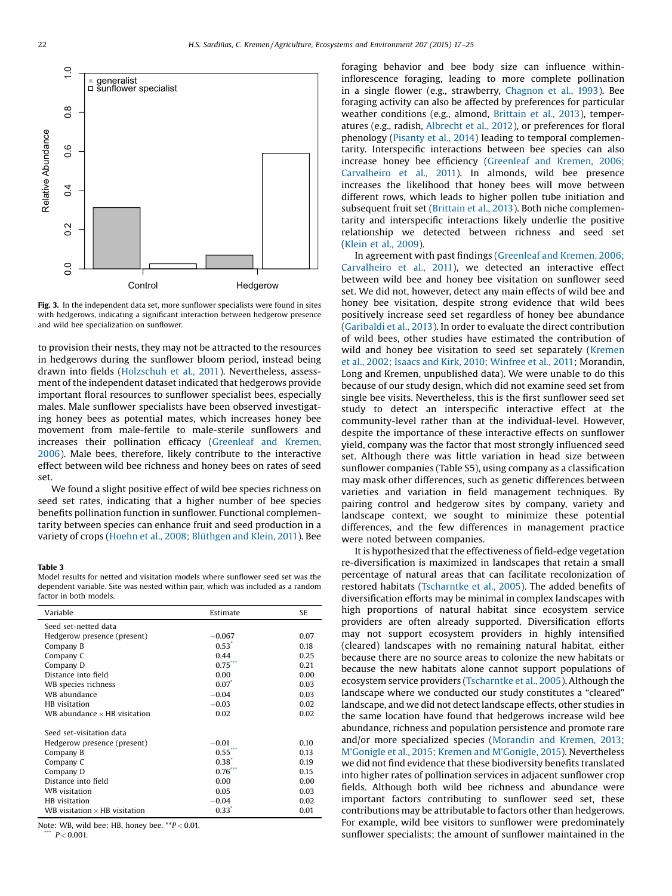Fig. 3. In the independent data set, more sunflower specialists were found in sites with hedgerows, indicating a significant interaction between hedgerow presence and wild bee specialization on sunflower.

to provision their nests, they may not be attracted to the resources in hedgerows during the sunflower bloom period, instead being drawn into fields (Holzschuh et al., 2011). Nevertheless, assessment of the independent dataset indicated that hedgerows provide important floral resources to sunflower specialist bees, especially males. Male sunflower specialists have been observed investigating honey bees as potential mates, which increases honey bee movement from male-fertile to male-sterile sunflowers and increases their pollination efficacy (Greenleaf and Kremen, 2006). Male bees, therefore, likely contribute to the interactive effect between wild bee richness and honey bees on rates of seed set.

We found a slight positive effect of wild bee species richness on seed set rates, indicating that a higher number of bee species benefits pollination function in sunflower. Functional complementarity between species can enhance fruit and seed production in a variety of crops (Hoehn et al., 2008; Blüthgen and Klein, 2011). Bee foraging behavior and bee body size can influence within-inflorescence foraging, leading to more complete pollination in a single flower (e.g., strawberry, Chagnon et al., 1993). Bee foraging activity can also be affected by preferences for particular weather conditions (e.g., almond, Brittain et al., 2013), temperatures (e.g., radish, Albrecht et al., 2012), or preferences for floral phenology (Pisanty et al., 2014) leading to temporal complementarity. Interspecific interactions between bee species can also increase honey bee efficiency (Greenleaf and Kremen, 2006; Carvalheiro et al., 2011). In almonds, wild bee presence increases the likelihood that honey bees will move between different rows, which leads to higher pollen tube initiation and subsequent fruit set (Brittain et al., 2013). Both niche complementarity and interspecific interactions likely underlie the positive relationship we detected between richness and seed set (Klein et al., 2009).

In agreement with past findings (Greenleaf and Kremen, 2006; Carvalheiro et al., 2011), we detected an interactive effect between wild bee and honey bee visitation on sunflower seed set. We did not, however, detect any main effects of wild bee and honey bee visitation, despite strong evidence that wild bees positively increase seed set regardless of honey bee abundance (Garibaldi et al., 2013). In order to evaluate the direct contribution of wild bees, other studies have estimated the contribution of wild and honey bee visitation to seed set separately (Kremen et al., 2002; Isaacs and Kirk, 2010; Winfree et al., 2011; Morandin, Long and Kremen, unpublished data). We were unable to do this because of our study design, which did not examine seed set from single bee visits. Nevertheless, this is the first sunflower seed set study to detect an interspecific interactive effect at the community-level rather than at the individual-level. However, despite the importance of these interactive effects on sunflower yield, company was the factor that most strongly influenced seed set. Although there was little variation in head size between sunflower companies (Table S5), using company as a classification may mask other differences, such as genetic differences between varieties and variation in field management techniques. By pairing control and hedgerow sites by company, variety and landscape context, we sought to minimize these potential differences, and the few differences in management practice were noted between companies.

It is hypothesized that the effectiveness of field-edge vegetation re-diversification is maximized in landscapes that retain a small percentage of natural areas that can facilitate recolonization of restored habitats (Tscharntke et al., 2005). The added benefits of diversification efforts may be minimal in complex landscapes with high proportions of natural habitat since ecosystem service providers are often already supported. Diversification efforts may not support ecosystem providers in highly intensified (cleared) landscapes with no remaining natural habitat, either because there are no source areas to colonize the new habitats or because the new habitats alone cannot support populations of ecosystem service providers (Tscharntke et al., 2005). Although the landscape where we conducted our study constitutes a "cleared" landscape, and we did not detect landscape effects, other studies in the same location have found that hedgerows increase wild bee abundance, richness and population persistence and promote rare and/or more specialized species (Morandin and Kremen, 2013; M'Gonigle et al., 2015; Kremen and M'Gonigle, 2015). Nevertheless we did not find evidence that these biodiversity benefits translated into higher rates of pollination services in adjacent sunflower crop fields. Although both wild bee richness and abundance were important factors contributing to sunflower seed set, these contributions may be attributable to factors other than hedgerows. For example, wild bee visitors to sunflower were predominately sunflower specialists; the amount of sunflower maintained in the

**Table 3**
Model results for netted and visitation models where sunflower seed set was the dependent variable. Site was nested within pair, which was included as a random factor in both models.

| Variable | Estimate | SE |
|---|---|---|
| Seed set-netted data | | |
| Hedgerow presence (present) | −0.067 | 0.07 |
| Company B | 0.53* | 0.18 |
| Company C | 0.44 | 0.25 |
| Company D | 0.75*** | 0.21 |
| Distance into field | 0.00 | 0.00 |
| WB species richness | 0.07* | 0.03 |
| WB abundance | −0.04 | 0.03 |
| HB visitation | −0.03 | 0.02 |
| WB abundance × HB visitation | 0.02 | 0.02 |
| Seed set-visitation data | | |
| Hedgerow presence (present) | −0.01 | 0.10 |
| Company B | 0.55*** | 0.13 |
| Company C | 0.38* | 0.19 |
| Company D | 0.76*** | 0.15 |
| Distance into field | 0.00 | 0.00 |
| WB visitation | 0.05 | 0.03 |
| HB visitation | −0.04 | 0.02 |
| WB visitation × HB visitation | 0.33* | 0.01 |

Note: WB, wild bee; HB, honey bee. **$P < 0.01$.
*** $P < 0.001$.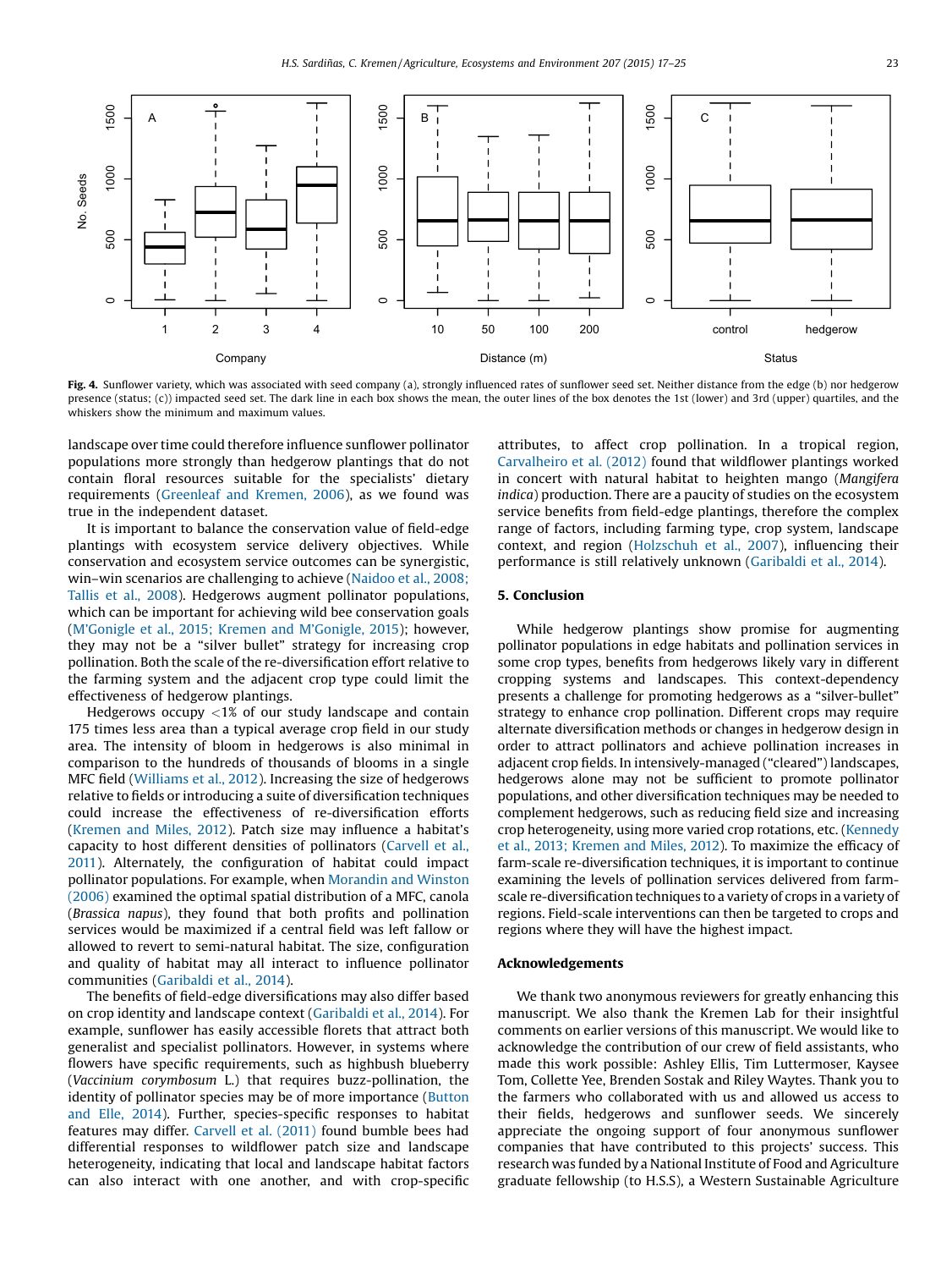Fig. 4. Sunflower variety, which was associated with seed company (a), strongly influenced rates of sunflower seed set. Neither distance from the edge (b) nor hedgerow presence (status; (c)) impacted seed set. The dark line in each box shows the mean, the outer lines of the box denotes the 1st (lower) and 3rd (upper) quartiles, and the whiskers show the minimum and maximum values.

landscape over time could therefore influence sunflower pollinator populations more strongly than hedgerow plantings that do not contain floral resources suitable for the specialists' dietary requirements (Greenleaf and Kremen, 2006), as we found was true in the independent dataset.

It is important to balance the conservation value of field-edge plantings with ecosystem service delivery objectives. While conservation and ecosystem service outcomes can be synergistic, win–win scenarios are challenging to achieve (Naidoo et al., 2008; Tallis et al., 2008). Hedgerows augment pollinator populations, which can be important for achieving wild bee conservation goals (M'Gonigle et al., 2015; Kremen and M'Gonigle, 2015); however, they may not be a "silver bullet" strategy for increasing crop pollination. Both the scale of the re-diversification effort relative to the farming system and the adjacent crop type could limit the effectiveness of hedgerow plantings.

Hedgerows occupy <1% of our study landscape and contain 175 times less area than a typical average crop field in our study area. The intensity of bloom in hedgerows is also minimal in comparison to the hundreds of thousands of blooms in a single MFC field (Williams et al., 2012). Increasing the size of hedgerows relative to fields or introducing a suite of diversification techniques could increase the effectiveness of re-diversification efforts (Kremen and Miles, 2012). Patch size may influence a habitat's capacity to host different densities of pollinators (Carvell et al., 2011). Alternately, the configuration of habitat could impact pollinator populations. For example, when Morandin and Winston (2006) examined the optimal spatial distribution of a MFC, canola (*Brassica napus*), they found that both profits and pollination services would be maximized if a central field was left fallow or allowed to revert to semi-natural habitat. The size, configuration and quality of habitat may all interact to influence pollinator communities (Garibaldi et al., 2014).

The benefits of field-edge diversifications may also differ based on crop identity and landscape context (Garibaldi et al., 2014). For example, sunflower has easily accessible florets that attract both generalist and specialist pollinators. However, in systems where flowers have specific requirements, such as highbush blueberry (*Vaccinium corymbosum* L.) that requires buzz-pollination, the identity of pollinator species may be of more importance (Button and Elle, 2014). Further, species-specific responses to habitat features may differ. Carvell et al. (2011) found bumble bees had differential responses to wildflower patch size and landscape heterogeneity, indicating that local and landscape habitat factors can also interact with one another, and with crop-specific attributes, to affect crop pollination. In a tropical region, Carvalheiro et al. (2012) found that wildflower plantings worked in concert with natural habitat to heighten mango (*Mangifera indica*) production. There are a paucity of studies on the ecosystem service benefits from field-edge plantings, therefore the complex range of factors, including farming type, crop system, landscape context, and region (Holzschuh et al., 2007), influencing their performance is still relatively unknown (Garibaldi et al., 2014).

## 5. Conclusion

While hedgerow plantings show promise for augmenting pollinator populations in edge habitats and pollination services in some crop types, benefits from hedgerows likely vary in different cropping systems and landscapes. This context-dependency presents a challenge for promoting hedgerows as a "silver-bullet" strategy to enhance crop pollination. Different crops may require alternate diversification methods or changes in hedgerow design in order to attract pollinators and achieve pollination increases in adjacent crop fields. In intensively-managed ("cleared") landscapes, hedgerows alone may not be sufficient to promote pollinator populations, and other diversification techniques may be needed to complement hedgerows, such as reducing field size and increasing crop heterogeneity, using more varied crop rotations, etc. (Kennedy et al., 2013; Kremen and Miles, 2012). To maximize the efficacy of farm-scale re-diversification techniques, it is important to continue examining the levels of pollination services delivered from farm-scale re-diversification techniques to a variety of crops in a variety of regions. Field-scale interventions can then be targeted to crops and regions where they will have the highest impact.

## Acknowledgements

We thank two anonymous reviewers for greatly enhancing this manuscript. We also thank the Kremen Lab for their insightful comments on earlier versions of this manuscript. We would like to acknowledge the contribution of our crew of field assistants, who made this work possible: Ashley Ellis, Tim Luttermoser, Kaysee Tom, Collette Yee, Brenden Sostak and Riley Waytes. Thank you to the farmers who collaborated with us and allowed us access to their fields, hedgerows and sunflower seeds. We sincerely appreciate the ongoing support of four anonymous sunflower companies that have contributed to this projects' success. This research was funded by a National Institute of Food and Agriculture graduate fellowship (to H.S.S), a Western Sustainable Agriculture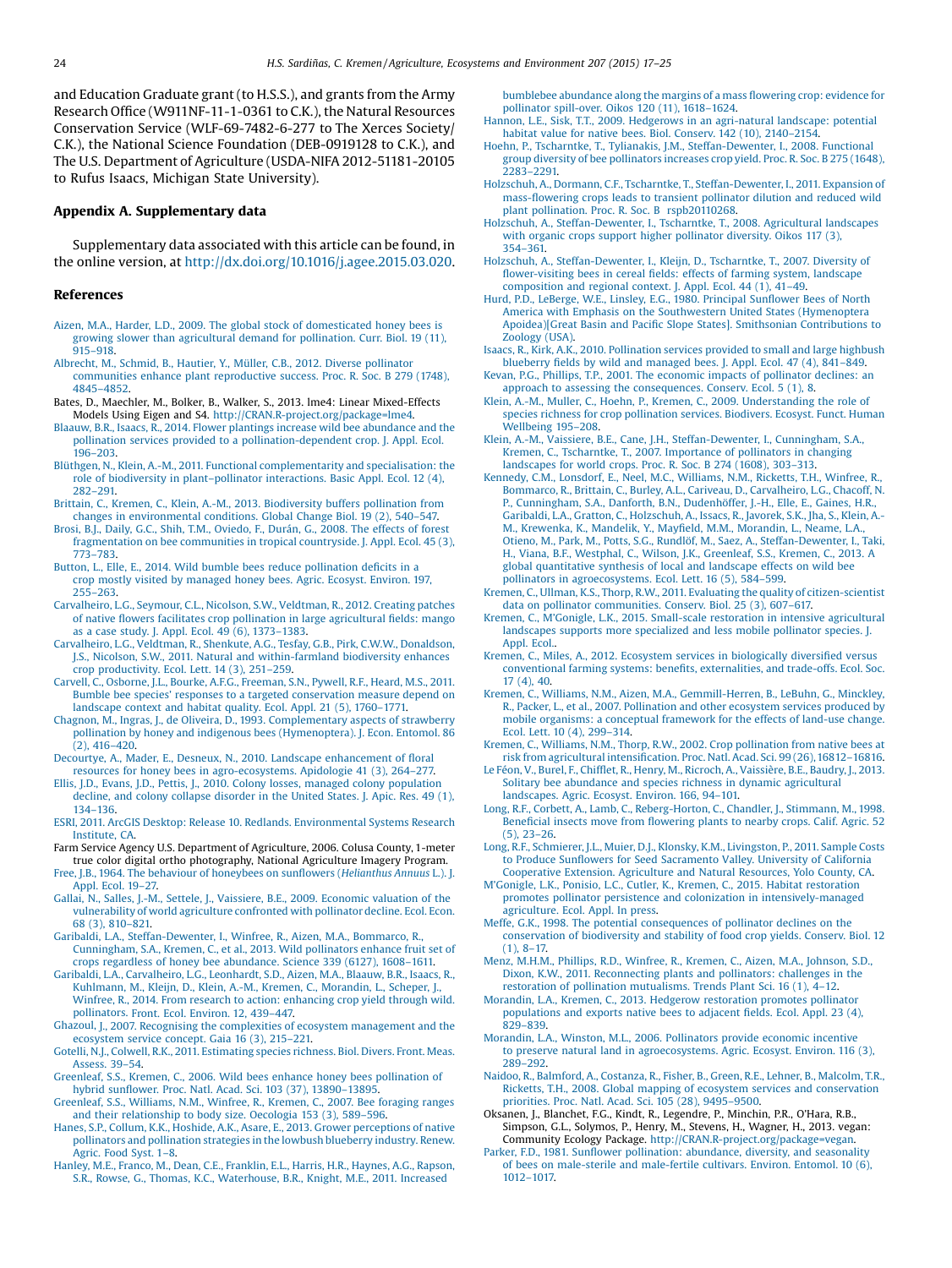and Education Graduate grant (to H.S.S.), and grants from the Army Research Office (W911NF-11-1-0361 to C.K.), the Natural Resources Conservation Service (WLF-69-7482-6-277 to The Xerces Society/ C.K.), the National Science Foundation (DEB-0919128 to C.K.), and The U.S. Department of Agriculture (USDA-NIFA 2012-51181-20105 to Rufus Isaacs, Michigan State University).

## Appendix A. Supplementary data

Supplementary data associated with this article can be found, in the online version, at http://dx.doi.org/10.1016/j.agee.2015.03.020.

## References

Aizen, M.A., Harder, L.D., 2009. The global stock of domesticated honey bees is growing slower than agricultural demand for pollination. Curr. Biol. 19 (11), 915–918.

Albrecht, M., Schmid, B., Hautier, Y., Müller, C.B., 2012. Diverse pollinator communities enhance plant reproductive success. Proc. R. Soc. B 279 (1748), 4845–4852.

Bates, D., Maechler, M., Bolker, B., Walker, S., 2013. lme4: Linear Mixed-Effects Models Using Eigen and S4. http://CRAN.R-project.org/package=lme4.

Blaauw, B.R., Isaacs, R., 2014. Flower plantings increase wild bee abundance and the pollination services provided to a pollination-dependent crop. J. Appl. Ecol. 196–203.

Blüthgen, N., Klein, A.-M., 2011. Functional complementarity and specialisation: the role of biodiversity in plant–pollinator interactions. Basic Appl. Ecol. 12 (4), 282–291.

Brittain, C., Kremen, C., Klein, A.-M., 2013. Biodiversity buffers pollination from changes in environmental conditions. Global Change Biol. 19 (2), 540–547.

Brosi, B.J., Daily, G.C., Shih, T.M., Oviedo, F., Durán, G., 2008. The effects of forest fragmentation on bee communities in tropical countryside. J. Appl. Ecol. 45 (3), 773–783.

Button, L., Elle, E., 2014. Wild bumble bees reduce pollination deficits in a crop mostly visited by managed honey bees. Agric. Ecosyst. Environ. 197, 255–263.

Carvalheiro, L.G., Seymour, C.L., Nicolson, S.W., Veldtman, R., 2012. Creating patches of native flowers facilitates crop pollination in large agricultural fields: mango as a case study. J. Appl. Ecol. 49 (6), 1373–1383.

Carvalheiro, L.G., Veldtman, R., Shenkute, A.G., Tesfay, G.B., Pirk, C.W.W., Donaldson, J.S., Nicolson, S.W., 2011. Natural and within-farmland biodiversity enhances crop productivity. Ecol. Lett. 14 (3), 251–259.

Carvell, C., Osborne, J.L., Bourke, A.F.G., Freeman, S.N., Pywell, R.F., Heard, M.S., 2011. Bumble bee species' responses to a targeted conservation measure depend on landscape context and habitat quality. Ecol. Appl. 21 (5), 1760–1771.

Chagnon, M., Ingras, J., de Oliveira, D., 1993. Complementary aspects of strawberry pollination by honey and indigenous bees (Hymenoptera). J. Econ. Entomol. 86 (2), 416–420.

Decourtye, A., Mader, E., Desneux, N., 2010. Landscape enhancement of floral resources for honey bees in agro-ecosystems. Apidologie 41 (3), 264–277.

Ellis, J.D., Evans, J.D., Pettis, J., 2010. Colony losses, managed colony population decline, and colony collapse disorder in the United States. J. Apic. Res. 49 (1), 134–136.

ESRI, 2011. ArcGIS Desktop: Release 10. Redlands. Environmental Systems Research Institute, CA.

Farm Service Agency U.S. Department of Agriculture, 2006. Colusa County, 1-meter true color digital ortho photography, National Agriculture Imagery Program.

Free, J.B., 1964. The behaviour of honeybees on sunflowers (*Helianthus Annuus* L.). J. Appl. Ecol. 19–27.

Gallai, N., Salles, J.-M., Settele, J., Vaissiere, B.E., 2009. Economic valuation of the vulnerability of world agriculture confronted with pollinator decline. Ecol. Econ. 68 (3), 810–821.

Garibaldi, L.A., Steffan-Dewenter, I., Winfree, R., Aizen, M.A., Bommarco, R., Cunningham, S.A., Kremen, C., et al., 2013. Wild pollinators enhance fruit set of crops regardless of honey bee abundance. Science 339 (6127), 1608–1611.

Garibaldi, L.A., Carvalheiro, L.G., Leonhardt, S.D., Aizen, M.A., Blaauw, B.R., Isaacs, R., Kuhlmann, M., Kleijn, D., Klein, A.-M., Kremen, C., Morandin, L., Scheper, J., Winfree, R., 2014. From research to action: enhancing crop yield through wild pollinators. Front. Ecol. Environ. 12, 439–447.

Ghazoul, J., 2007. Recognising the complexities of ecosystem management and the ecosystem service concept. Gaia 16 (3), 215–221.

Gotelli, N.J., Colwell, R.K., 2011. Estimating species richness. Biol. Divers. Front. Meas. Assess. 39–54.

Greenleaf, S.S., Kremen, C., 2006. Wild bees enhance honey bees pollination of hybrid sunflower. Proc. Natl. Acad. Sci. 103 (37), 13890–13895.

Greenleaf, S.S., Williams, N.M., Winfree, R., Kremen, C., 2007. Bee foraging ranges and their relationship to body size. Oecologia 153 (3), 589–596.

Hanes, S.P., Collum, K.K., Hoshide, A.K., Asare, E., 2013. Grower perceptions of native pollinators and pollination strategies in the lowbush blueberry industry. Renew. Agric. Food Syst. 1–8.

Hanley, M.E., Franco, M., Dean, C.E., Franklin, E.L., Harris, H.R., Haynes, A.G., Rapson, S.R., Rowse, G., Thomas, K.C., Waterhouse, B.R., Knight, M.E., 2011. Increased bumblebee abundance along the margins of a mass flowering crop: evidence for pollinator spill-over. Oikos 120 (11), 1618–1624.

Hannon, L.E., Sisk, T.T., 2009. Hedgerows in an agri-natural landscape: potential habitat value for native bees. Biol. Conserv. 142 (10), 2140–2154.

Hoehn, P., Tscharntke, T., Tylianakis, J.M., Steffan-Dewenter, I., 2008. Functional group diversity of bee pollinators increases crop yield. Proc. R. Soc. B 275 (1648), 2283–2291.

Holzschuh, A., Dormann, C.F., Tscharntke, T., Steffan-Dewenter, I., 2011. Expansion of mass-flowering crops leads to transient pollinator dilution and reduced wild plant pollination. Proc. R. Soc. B rspb20110268.

Holzschuh, A., Steffan-Dewenter, I., Tscharntke, T., 2008. Agricultural landscapes with organic crops support higher pollinator diversity. Oikos 117 (3), 354–361.

Holzschuh, A., Steffan-Dewenter, I., Kleijn, D., Tscharntke, T., 2007. Diversity of flower-visiting bees in cereal fields: effects of farming system, landscape composition and regional context. J. Appl. Ecol. 44 (1), 41–49.

Hurd, P.D., LeBerge, W.E., Linsley, E.G., 1980. Principal Sunflower Bees of North America with Emphasis on the Southwestern United States (Hymenoptera Apoidea)[Great Basin and Pacific Slope States]. Smithsonian Contributions to Zoology (USA).

Isaacs, R., Kirk, A.K., 2010. Pollination services provided to small and large highbush blueberry fields by wild and managed bees. J. Appl. Ecol. 47 (4), 841–849.

Kevan, P.G., Phillips, T.P., 2001. The economic impacts of pollinator declines: an approach to assessing the consequences. Conserv. Ecol. 5 (1), 8.

Klein, A.-M., Muller, C., Hoehn, P., Kremen, C., 2009. Understanding the role of species richness for crop pollination services. Biodivers. Ecosyst. Funct. Human Wellbeing 195–208.

Klein, A.-M., Vaissiere, B.E., Cane, J.H., Steffan-Dewenter, I., Cunningham, S.A., Kremen, C., Tscharntke, T., 2007. Importance of pollinators in changing landscapes for world crops. Proc. R. Soc. B 274 (1608), 303–313.

Kennedy, C.M., Lonsdorf, E., Neel, M.C., Williams, N.M., Ricketts, T.H., Winfree, R., Bommarco, R., Brittain, C., Burley, A.L., Cariveau, D., Carvalheiro, L.G., Chacoff, N. P., Cunningham, S.A., Danforth, B.N., Dudenhöffer, J.-H., Elle, E., Gaines, H.R., Garibaldi, L.A., Gratton, C., Holzschuh, A., Issacs, R., Javorek, S.K., Jha, S., Klein, A.-M., Krewenka, K., Mandelik, Y., Mayfield, M.M., Morandin, L., Neame, L.A., Otieno, M., Park, M., Potts, S.G., Rundlöf, M., Saez, A., Steffan-Dewenter, I., Taki, H., Viana, B.F., Westphal, C., Wilson, J.K., Greenleaf, S.S., Kremen, C., 2013. A global quantitative synthesis of local and landscape effects on wild bee pollinators in agroecosystems. Ecol. Lett. 16 (5), 584–599.

Kremen, C., Ullman, K.S., Thorp, R.W., 2011. Evaluating the quality of citizen-scientist data on pollinator communities. Conserv. Biol. 25 (3), 607–617.

Kremen, C., M'Gonigle, L.K., 2015. Small-scale restoration in intensive agricultural landscapes supports more specialized and less mobile pollinator species. J. Appl. Ecol..

Kremen, C., Miles, A., 2012. Ecosystem services in biologically diversified versus conventional farming systems: benefits, externalities, and trade-offs. Ecol. Soc. 17 (4), 40.

Kremen, C., Williams, N.M., Aizen, M.A., Gemmill-Herren, B., LeBuhn, G., Minckley, R., Packer, L., et al., 2007. Pollination and other ecosystem services produced by mobile organisms: a conceptual framework for the effects of land-use change. Ecol. Lett. 10 (4), 299–314.

Kremen, C., Williams, N.M., Thorp, R.W., 2002. Crop pollination from native bees at risk from agricultural intensification. Proc. Natl. Acad. Sci. 99 (26), 16812–16816.

Le Féon, V., Burel, F., Chifflet, R., Henry, M., Ricroch, A., Vaissière, B.E., Baudry, J., 2013. Solitary bee abundance and species richness in dynamic agricultural landscapes. Agric. Ecosyst. Environ. 166, 94–101.

Long, R.F., Corbett, A., Lamb, C., Reberg-Horton, C., Chandler, J., Stimmann, M., 1998. Beneficial insects move from flowering plants to nearby crops. Calif. Agric. 52 (5), 23–26.

Long, R.F., Schmierer, J.L., Muier, D.J., Klonsky, K.M., Livingston, P., 2011. Sample Costs to Produce Sunflowers for Seed Sacramento Valley. University of California Cooperative Extension. Agriculture and Natural Resources, Yolo County, CA.

M'Gonigle, L.K., Ponisio, L.C., Cutler, K., Kremen, C., 2015. Habitat restoration promotes pollinator persistence and colonization in intensively-managed agriculture. Ecol. Appl. In press.

Meffe, G.K., 1998. The potential consequences of pollinator declines on the conservation of biodiversity and stability of food crop yields. Conserv. Biol. 12 (1), 8–17.

Menz, M.H.M., Phillips, R.D., Winfree, R., Kremen, C., Aizen, M.A., Johnson, S.D., Dixon, K.W., 2011. Reconnecting plants and pollinators: challenges in the restoration of pollination mutualisms. Trends Plant Sci. 16 (1), 4–12.

Morandin, L.A., Kremen, C., 2013. Hedgerow restoration promotes pollinator populations and exports native bees to adjacent fields. Ecol. Appl. 23 (4), 829–839.

Morandin, L.A., Winston, M.L., 2006. Pollinators provide economic incentive to preserve natural land in agroecosystems. Agric. Ecosyst. Environ. 116 (3), 289–292.

Naidoo, R., Balmford, A., Costanza, R., Fisher, B., Green, R.E., Lehner, B., Malcolm, T.R., Ricketts, T.H., 2008. Global mapping of ecosystem services and conservation priorities. Proc. Natl. Acad. Sci. 105 (28), 9495–9500.

Oksanen, J., Blanchet, F.G., Kindt, R., Legendre, P., Minchin, P.R., O'Hara, R.B., Simpson, G.L., Solymos, P., Henry, M., Stevens, H., Wagner, H., 2013. vegan: Community Ecology Package. http://CRAN.R-project.org/package=vegan.

Parker, F.D., 1981. Sunflower pollination: abundance, diversity, and seasonality of bees on male-sterile and male-fertile cultivars. Environ. Entomol. 10 (6), 1012–1017.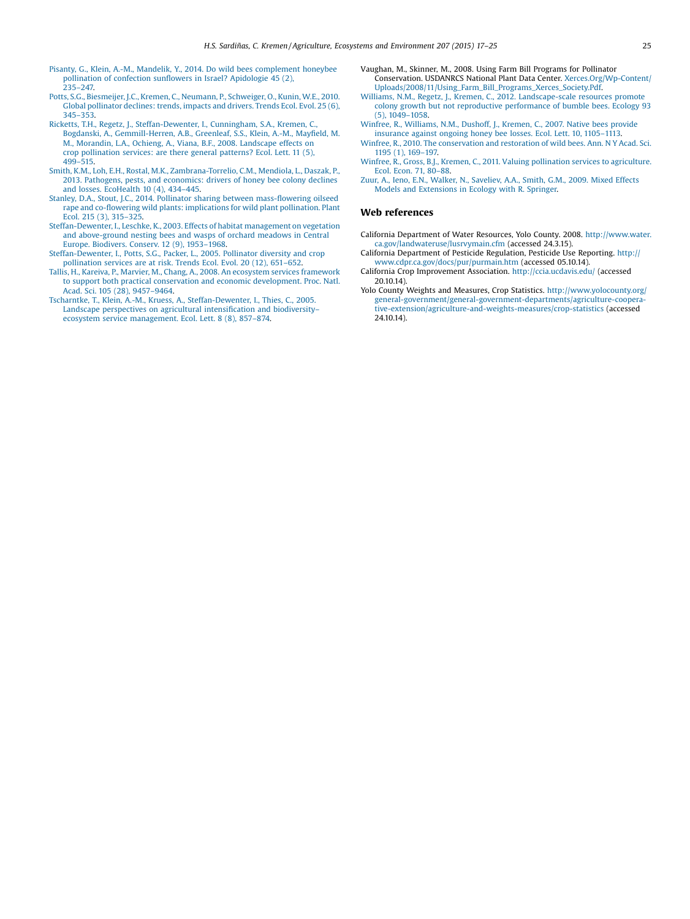Pisanty, G., Klein, A.-M., Mandelik, Y., 2014. Do wild bees complement honeybee pollination of confection sunflowers in Israel? Apidologie 45 (2), 235–247.

Potts, S.G., Biesmeijer, J.C., Kremen, C., Neumann, P., Schweiger, O., Kunin, W.E., 2010. Global pollinator declines: trends, impacts and drivers. Trends Ecol. Evol. 25 (6), 345–353.

Ricketts, T.H., Regetz, J., Steffan-Dewenter, I., Cunningham, S.A., Kremen, C., Bogdanski, A., Gemmill-Herren, A.B., Greenleaf, S.S., Klein, A.-M., Mayfield, M. M., Morandin, L.A., Ochieng, A., Viana, B.F., 2008. Landscape effects on crop pollination services: are there general patterns? Ecol. Lett. 11 (5), 499–515.

Smith, K.M., Loh, E.H., Rostal, M.K., Zambrana-Torrelio, C.M., Mendiola, L., Daszak, P., 2013. Pathogens, pests, and economics: drivers of honey bee colony declines and losses. EcoHealth 10 (4), 434–445.

Stanley, D.A., Stout, J.C., 2014. Pollinator sharing between mass-flowering oilseed rape and co-flowering wild plants: implications for wild plant pollination. Plant Ecol. 215 (3), 315–325.

Steffan-Dewenter, I., Leschke, K., 2003. Effects of habitat management on vegetation and above-ground nesting bees and wasps of orchard meadows in Central Europe. Biodivers. Conserv. 12 (9), 1953–1968.

Steffan-Dewenter, I., Potts, S.G., Packer, L., 2005. Pollinator diversity and crop pollination services are at risk. Trends Ecol. Evol. 20 (12), 651–652.

Tallis, H., Kareiva, P., Marvier, M., Chang, A., 2008. An ecosystem services framework to support both practical conservation and economic development. Proc. Natl. Acad. Sci. 105 (28), 9457–9464.

Tscharntke, T., Klein, A.-M., Kruess, A., Steffan-Dewenter, I., Thies, C., 2005. Landscape perspectives on agricultural intensification and biodiversity–ecosystem service management. Ecol. Lett. 8 (8), 857–874.

Vaughan, M., Skinner, M., 2008. Using Farm Bill Programs for Pollinator Conservation. USDANRCS National Plant Data Center. Xerces.Org/Wp-Content/Uploads/2008/11/Using_Farm_Bill_Programs_Xerces_Society.Pdf.

Williams, N.M., Regetz, J., Kremen, C., 2012. Landscape-scale resources promote colony growth but not reproductive performance of bumble bees. Ecology 93 (5), 1049–1058.

Winfree, R., Williams, N.M., Dushoff, J., Kremen, C., 2007. Native bees provide insurance against ongoing honey bee losses. Ecol. Lett. 10, 1105–1113.

Winfree, R., 2010. The conservation and restoration of wild bees. Ann. N Y Acad. Sci. 1195 (1), 169–197.

Winfree, R., Gross, B.J., Kremen, C., 2011. Valuing pollination services to agriculture. Ecol. Econ. 71, 80–88.

Zuur, A., Ieno, E.N., Walker, N., Saveliev, A.A., Smith, G.M., 2009. Mixed Effects Models and Extensions in Ecology with R. Springer.

## Web references

California Department of Water Resources, Yolo County. 2008. http://www.water.ca.gov/landwateruse/lusrvymain.cfm (accessed 24.3.15).

California Department of Pesticide Regulation, Pesticide Use Reporting. http://www.cdpr.ca.gov/docs/pur/purmain.htm (accessed 05.10.14).

California Crop Improvement Association. http://ccia.ucdavis.edu/ (accessed 20.10.14).

Yolo County Weights and Measures, Crop Statistics. http://www.yolocounty.org/general-government/general-government-departments/agriculture-cooperative-extension/agriculture-and-weights-measures/crop-statistics (accessed 24.10.14).